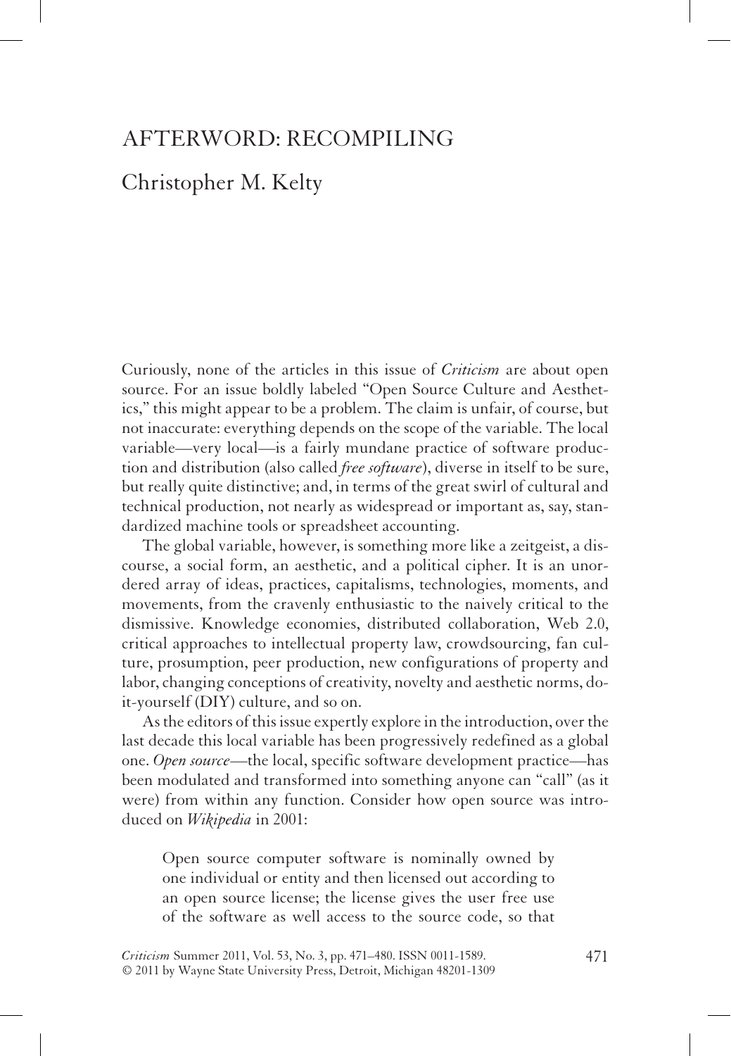# AFTERWORD: RECOMPILING

## Christopher M. Kelty

Curiously, none of the articles in this issue of *Criticism* are about open source. For an issue boldly labeled "Open Source Culture and Aesthetics," this might appear to be a problem. The claim is unfair, of course, but not inaccurate: everything depends on the scope of the variable. The local variable—very local—is a fairly mundane practice of software production and distribution (also called *free software*), diverse in itself to be sure, but really quite distinctive; and, in terms of the great swirl of cultural and technical production, not nearly as widespread or important as, say, standardized machine tools or spreadsheet accounting.

The global variable, however, is something more like a zeitgeist, a discourse, a social form, an aesthetic, and a political cipher. It is an unordered array of ideas, practices, capitalisms, technologies, moments, and movements, from the cravenly enthusiastic to the naively critical to the dismissive. Knowledge economies, distributed collaboration, Web 2.0, critical approaches to intellectual property law, crowdsourcing, fan culture, prosumption, peer production, new configurations of property and labor, changing conceptions of creativity, novelty and aesthetic norms, do-it-yourself (DIY) culture, and so on.

As the editors of this issue expertly explore in the introduction, over the last decade this local variable has been progressively redefined as a global one. *Open source*—the local, specific software development practice—has been modulated and transformed into something anyone can "call" (as it were) from within any function. Consider how open source was introduced on *Wikipedia* in 2001:

> Open source computer software is nominally owned by one individual or entity and then licensed out according to an open source license; the license gives the user free use of the software as well access to the source code, so that

*Criticism* Summer 2011, Vol. 53, No. 3, pp. 471–480. ISSN 0011-1589.
© 2011 by Wayne State University Press, Detroit, Michigan 48201-1309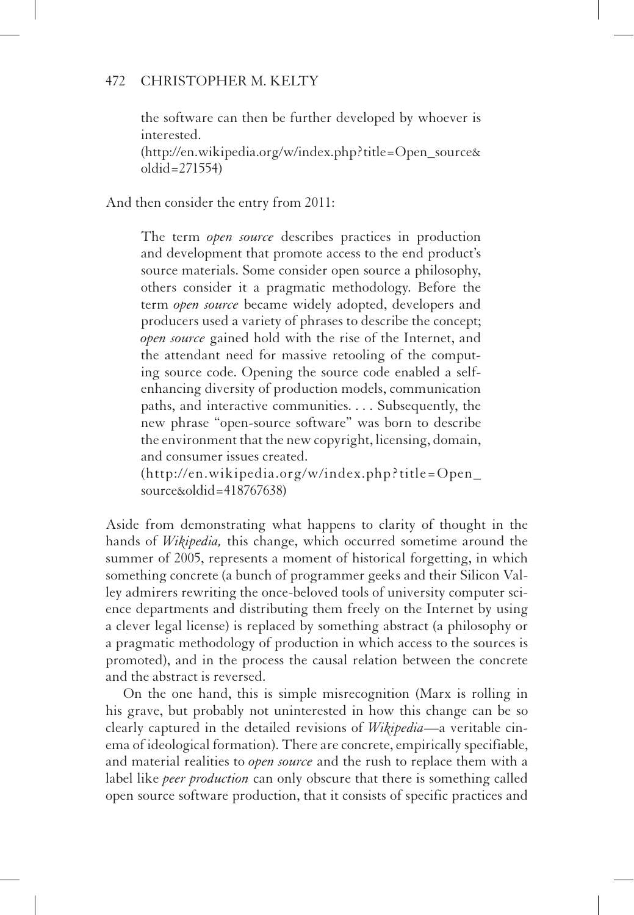> the software can then be further developed by whoever is interested.
> (http://en.wikipedia.org/w/index.php?title=Open_source&oldid=271554)

And then consider the entry from 2011:

> The term *open source* describes practices in production and development that promote access to the end product's source materials. Some consider open source a philosophy, others consider it a pragmatic methodology. Before the term *open source* became widely adopted, developers and producers used a variety of phrases to describe the concept; *open source* gained hold with the rise of the Internet, and the attendant need for massive retooling of the computing source code. Opening the source code enabled a self-enhancing diversity of production models, communication paths, and interactive communities. . . . Subsequently, the new phrase "open-source software" was born to describe the environment that the new copyright, licensing, domain, and consumer issues created.
> (http://en.wikipedia.org/w/index.php?title=Open_source&oldid=418767638)

Aside from demonstrating what happens to clarity of thought in the hands of *Wikipedia,* this change, which occurred sometime around the summer of 2005, represents a moment of historical forgetting, in which something concrete (a bunch of programmer geeks and their Silicon Valley admirers rewriting the once-beloved tools of university computer science departments and distributing them freely on the Internet by using a clever legal license) is replaced by something abstract (a philosophy or a pragmatic methodology of production in which access to the sources is promoted), and in the process the causal relation between the concrete and the abstract is reversed.

On the one hand, this is simple misrecognition (Marx is rolling in his grave, but probably not uninterested in how this change can be so clearly captured in the detailed revisions of *Wikipedia*—a veritable cinema of ideological formation). There are concrete, empirically specifiable, and material realities to *open source* and the rush to replace them with a label like *peer production* can only obscure that there is something called open source software production, that it consists of specific practices and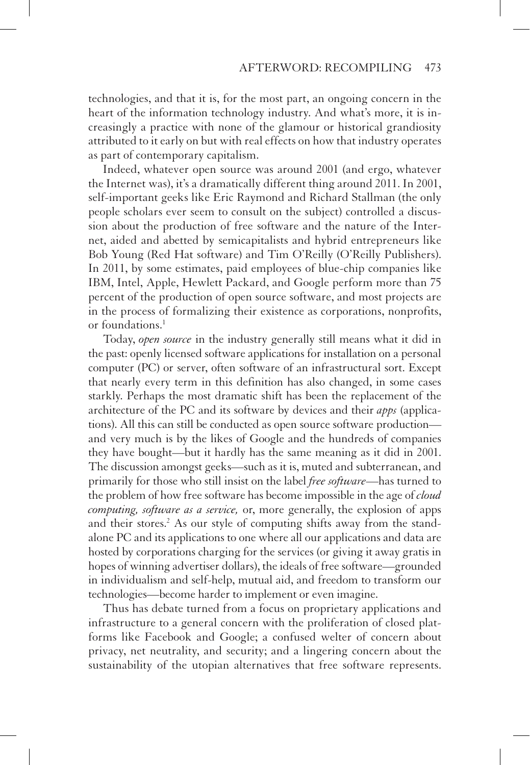technologies, and that it is, for the most part, an ongoing concern in the heart of the information technology industry. And what's more, it is increasingly a practice with none of the glamour or historical grandiosity attributed to it early on but with real effects on how that industry operates as part of contemporary capitalism.

Indeed, whatever open source was around 2001 (and ergo, whatever the Internet was), it's a dramatically different thing around 2011. In 2001, self-important geeks like Eric Raymond and Richard Stallman (the only people scholars ever seem to consult on the subject) controlled a discussion about the production of free software and the nature of the Internet, aided and abetted by semicapitalists and hybrid entrepreneurs like Bob Young (Red Hat software) and Tim O'Reilly (O'Reilly Publishers). In 2011, by some estimates, paid employees of blue-chip companies like IBM, Intel, Apple, Hewlett Packard, and Google perform more than 75 percent of the production of open source software, and most projects are in the process of formalizing their existence as corporations, nonprofits, or foundations.[1]

Today, *open source* in the industry generally still means what it did in the past: openly licensed software applications for installation on a personal computer (PC) or server, often software of an infrastructural sort. Except that nearly every term in this definition has also changed, in some cases starkly. Perhaps the most dramatic shift has been the replacement of the architecture of the PC and its software by devices and their *apps* (applications). All this can still be conducted as open source software production—and very much is by the likes of Google and the hundreds of companies they have bought—but it hardly has the same meaning as it did in 2001. The discussion amongst geeks—such as it is, muted and subterranean, and primarily for those who still insist on the label *free software*—has turned to the problem of how free software has become impossible in the age of *cloud computing, software as a service,* or, more generally, the explosion of apps and their stores.[2] As our style of computing shifts away from the standalone PC and its applications to one where all our applications and data are hosted by corporations charging for the services (or giving it away gratis in hopes of winning advertiser dollars), the ideals of free software—grounded in individualism and self-help, mutual aid, and freedom to transform our technologies—become harder to implement or even imagine.

Thus has debate turned from a focus on proprietary applications and infrastructure to a general concern with the proliferation of closed platforms like Facebook and Google; a confused welter of concern about privacy, net neutrality, and security; and a lingering concern about the sustainability of the utopian alternatives that free software represents.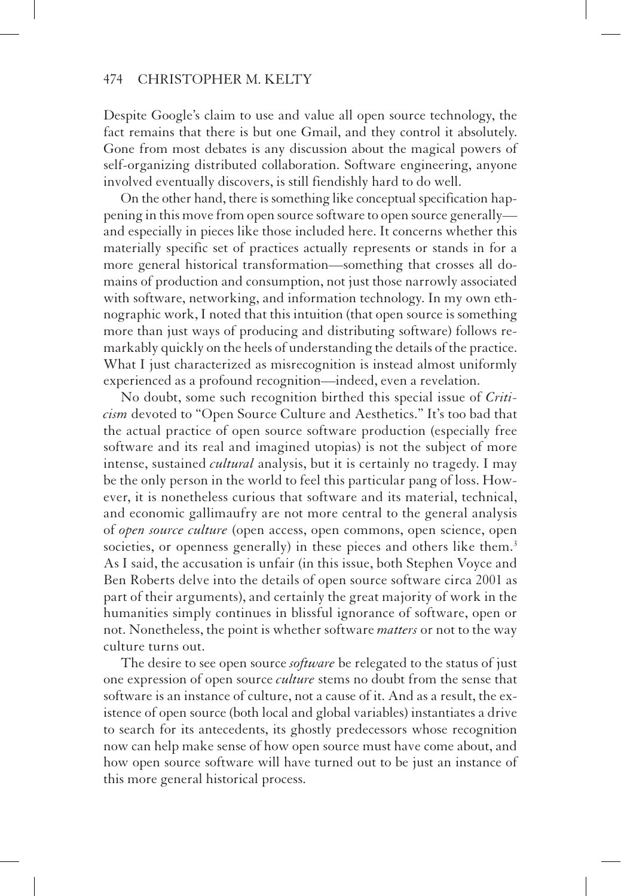Despite Google's claim to use and value all open source technology, the fact remains that there is but one Gmail, and they control it absolutely. Gone from most debates is any discussion about the magical powers of self-organizing distributed collaboration. Software engineering, anyone involved eventually discovers, is still fiendishly hard to do well.

On the other hand, there is something like conceptual specification happening in this move from open source software to open source generally—and especially in pieces like those included here. It concerns whether this materially specific set of practices actually represents or stands in for a more general historical transformation—something that crosses all domains of production and consumption, not just those narrowly associated with software, networking, and information technology. In my own ethnographic work, I noted that this intuition (that open source is something more than just ways of producing and distributing software) follows remarkably quickly on the heels of understanding the details of the practice. What I just characterized as misrecognition is instead almost uniformly experienced as a profound recognition—indeed, even a revelation.

No doubt, some such recognition birthed this special issue of *Criticism* devoted to "Open Source Culture and Aesthetics." It's too bad that the actual practice of open source software production (especially free software and its real and imagined utopias) is not the subject of more intense, sustained *cultural* analysis, but it is certainly no tragedy. I may be the only person in the world to feel this particular pang of loss. However, it is nonetheless curious that software and its material, technical, and economic gallimaufry are not more central to the general analysis of *open source culture* (open access, open commons, open science, open societies, or openness generally) in these pieces and others like them.[3] As I said, the accusation is unfair (in this issue, both Stephen Voyce and Ben Roberts delve into the details of open source software circa 2001 as part of their arguments), and certainly the great majority of work in the humanities simply continues in blissful ignorance of software, open or not. Nonetheless, the point is whether software *matters* or not to the way culture turns out.

The desire to see open source *software* be relegated to the status of just one expression of open source *culture* stems no doubt from the sense that software is an instance of culture, not a cause of it. And as a result, the existence of open source (both local and global variables) instantiates a drive to search for its antecedents, its ghostly predecessors whose recognition now can help make sense of how open source must have come about, and how open source software will have turned out to be just an instance of this more general historical process.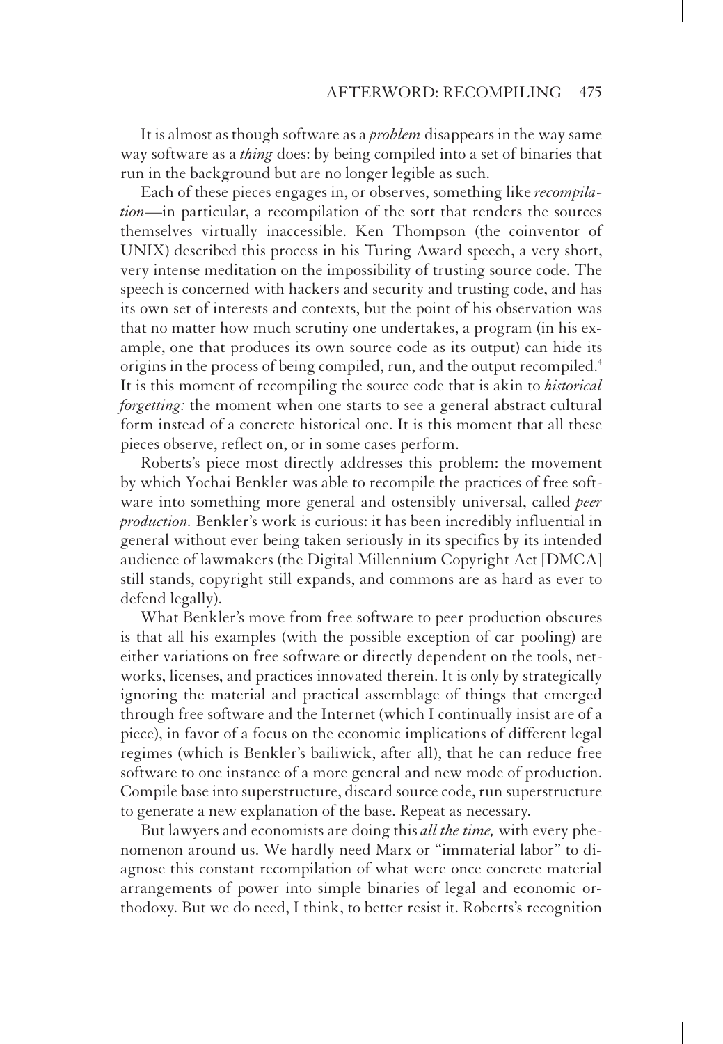It is almost as though software as a *problem* disappears in the way same way software as a *thing* does: by being compiled into a set of binaries that run in the background but are no longer legible as such.

Each of these pieces engages in, or observes, something like *recompilation*—in particular, a recompilation of the sort that renders the sources themselves virtually inaccessible. Ken Thompson (the coinventor of UNIX) described this process in his Turing Award speech, a very short, very intense meditation on the impossibility of trusting source code. The speech is concerned with hackers and security and trusting code, and has its own set of interests and contexts, but the point of his observation was that no matter how much scrutiny one undertakes, a program (in his example, one that produces its own source code as its output) can hide its origins in the process of being compiled, run, and the output recompiled.[4] It is this moment of recompiling the source code that is akin to *historical forgetting:* the moment when one starts to see a general abstract cultural form instead of a concrete historical one. It is this moment that all these pieces observe, reflect on, or in some cases perform.

Roberts's piece most directly addresses this problem: the movement by which Yochai Benkler was able to recompile the practices of free software into something more general and ostensibly universal, called *peer production.* Benkler's work is curious: it has been incredibly influential in general without ever being taken seriously in its specifics by its intended audience of lawmakers (the Digital Millennium Copyright Act [DMCA] still stands, copyright still expands, and commons are as hard as ever to defend legally).

What Benkler's move from free software to peer production obscures is that all his examples (with the possible exception of car pooling) are either variations on free software or directly dependent on the tools, networks, licenses, and practices innovated therein. It is only by strategically ignoring the material and practical assemblage of things that emerged through free software and the Internet (which I continually insist are of a piece), in favor of a focus on the economic implications of different legal regimes (which is Benkler's bailiwick, after all), that he can reduce free software to one instance of a more general and new mode of production. Compile base into superstructure, discard source code, run superstructure to generate a new explanation of the base. Repeat as necessary.

But lawyers and economists are doing this *all the time,* with every phenomenon around us. We hardly need Marx or "immaterial labor" to diagnose this constant recompilation of what were once concrete material arrangements of power into simple binaries of legal and economic orthodoxy. But we do need, I think, to better resist it. Roberts's recognition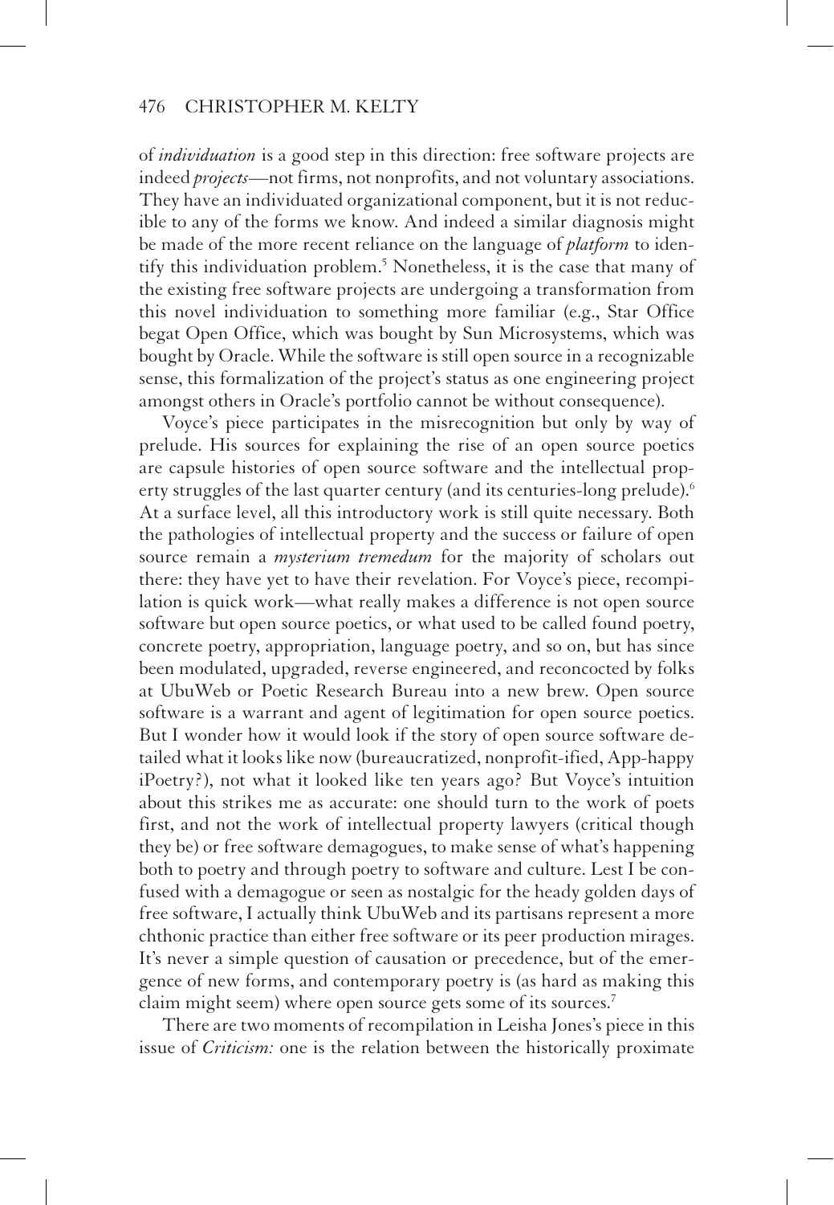of *individuation* is a good step in this direction: free software projects are indeed *projects*—not firms, not nonprofits, and not voluntary associations. They have an individuated organizational component, but it is not reducible to any of the forms we know. And indeed a similar diagnosis might be made of the more recent reliance on the language of *platform* to identify this individuation problem.[5] Nonetheless, it is the case that many of the existing free software projects are undergoing a transformation from this novel individuation to something more familiar (e.g., Star Office begat Open Office, which was bought by Sun Microsystems, which was bought by Oracle. While the software is still open source in a recognizable sense, this formalization of the project's status as one engineering project amongst others in Oracle's portfolio cannot be without consequence).

Voyce's piece participates in the misrecognition but only by way of prelude. His sources for explaining the rise of an open source poetics are capsule histories of open source software and the intellectual property struggles of the last quarter century (and its centuries-long prelude).[6] At a surface level, all this introductory work is still quite necessary. Both the pathologies of intellectual property and the success or failure of open source remain a *mysterium tremedum* for the majority of scholars out there: they have yet to have their revelation. For Voyce's piece, recompilation is quick work—what really makes a difference is not open source software but open source poetics, or what used to be called found poetry, concrete poetry, appropriation, language poetry, and so on, but has since been modulated, upgraded, reverse engineered, and reconcocted by folks at UbuWeb or Poetic Research Bureau into a new brew. Open source software is a warrant and agent of legitimation for open source poetics. But I wonder how it would look if the story of open source software detailed what it looks like now (bureaucratized, nonprofit-ified, App-happy iPoetry?), not what it looked like ten years ago? But Voyce's intuition about this strikes me as accurate: one should turn to the work of poets first, and not the work of intellectual property lawyers (critical though they be) or free software demagogues, to make sense of what's happening both to poetry and through poetry to software and culture. Lest I be confused with a demagogue or seen as nostalgic for the heady golden days of free software, I actually think UbuWeb and its partisans represent a more chthonic practice than either free software or its peer production mirages. It's never a simple question of causation or precedence, but of the emergence of new forms, and contemporary poetry is (as hard as making this claim might seem) where open source gets some of its sources.[7]

There are two moments of recompilation in Leisha Jones's piece in this issue of *Criticism:* one is the relation between the historically proximate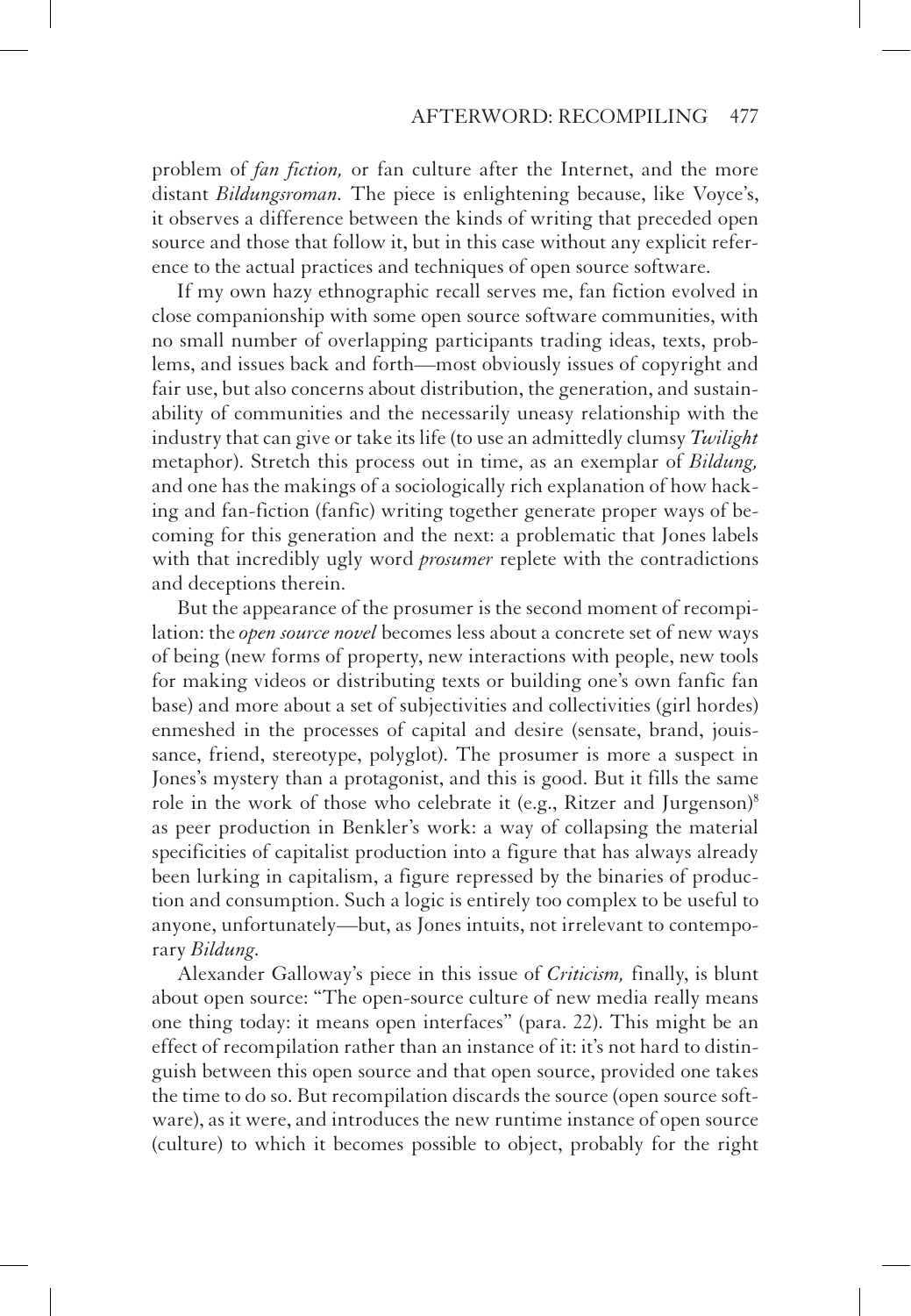problem of *fan fiction,* or fan culture after the Internet, and the more distant *Bildungsroman.* The piece is enlightening because, like Voyce's, it observes a difference between the kinds of writing that preceded open source and those that follow it, but in this case without any explicit reference to the actual practices and techniques of open source software.

If my own hazy ethnographic recall serves me, fan fiction evolved in close companionship with some open source software communities, with no small number of overlapping participants trading ideas, texts, problems, and issues back and forth—most obviously issues of copyright and fair use, but also concerns about distribution, the generation, and sustainability of communities and the necessarily uneasy relationship with the industry that can give or take its life (to use an admittedly clumsy *Twilight* metaphor). Stretch this process out in time, as an exemplar of *Bildung,* and one has the makings of a sociologically rich explanation of how hacking and fan-fiction (fanfic) writing together generate proper ways of becoming for this generation and the next: a problematic that Jones labels with that incredibly ugly word *prosumer* replete with the contradictions and deceptions therein.

But the appearance of the prosumer is the second moment of recompilation: the *open source novel* becomes less about a concrete set of new ways of being (new forms of property, new interactions with people, new tools for making videos or distributing texts or building one's own fanfic fan base) and more about a set of subjectivities and collectivities (girl hordes) enmeshed in the processes of capital and desire (sensate, brand, jouissance, friend, stereotype, polyglot). The prosumer is more a suspect in Jones's mystery than a protagonist, and this is good. But it fills the same role in the work of those who celebrate it (e.g., Ritzer and Jurgenson)[8] as peer production in Benkler's work: a way of collapsing the material specificities of capitalist production into a figure that has always already been lurking in capitalism, a figure repressed by the binaries of production and consumption. Such a logic is entirely too complex to be useful to anyone, unfortunately—but, as Jones intuits, not irrelevant to contemporary *Bildung.*

Alexander Galloway's piece in this issue of *Criticism,* finally, is blunt about open source: "The open-source culture of new media really means one thing today: it means open interfaces" (para. 22). This might be an effect of recompilation rather than an instance of it: it's not hard to distinguish between this open source and that open source, provided one takes the time to do so. But recompilation discards the source (open source software), as it were, and introduces the new runtime instance of open source (culture) to which it becomes possible to object, probably for the right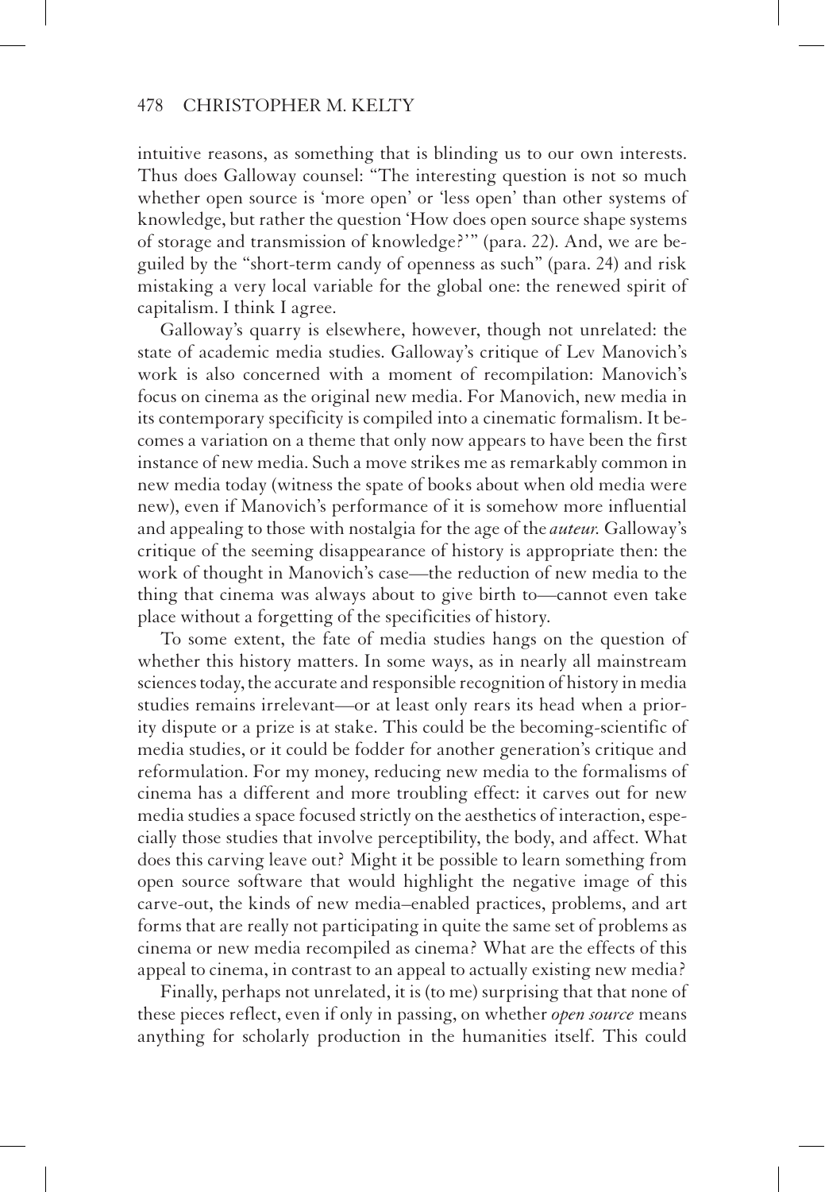intuitive reasons, as something that is blinding us to our own interests. Thus does Galloway counsel: "The interesting question is not so much whether open source is 'more open' or 'less open' than other systems of knowledge, but rather the question 'How does open source shape systems of storage and transmission of knowledge?'" (para. 22). And, we are beguiled by the "short-term candy of openness as such" (para. 24) and risk mistaking a very local variable for the global one: the renewed spirit of capitalism. I think I agree.

Galloway's quarry is elsewhere, however, though not unrelated: the state of academic media studies. Galloway's critique of Lev Manovich's work is also concerned with a moment of recompilation: Manovich's focus on cinema as the original new media. For Manovich, new media in its contemporary specificity is compiled into a cinematic formalism. It becomes a variation on a theme that only now appears to have been the first instance of new media. Such a move strikes me as remarkably common in new media today (witness the spate of books about when old media were new), even if Manovich's performance of it is somehow more influential and appealing to those with nostalgia for the age of the *auteur.* Galloway's critique of the seeming disappearance of history is appropriate then: the work of thought in Manovich's case—the reduction of new media to the thing that cinema was always about to give birth to—cannot even take place without a forgetting of the specificities of history.

To some extent, the fate of media studies hangs on the question of whether this history matters. In some ways, as in nearly all mainstream sciences today, the accurate and responsible recognition of history in media studies remains irrelevant—or at least only rears its head when a priority dispute or a prize is at stake. This could be the becoming-scientific of media studies, or it could be fodder for another generation's critique and reformulation. For my money, reducing new media to the formalisms of cinema has a different and more troubling effect: it carves out for new media studies a space focused strictly on the aesthetics of interaction, especially those studies that involve perceptibility, the body, and affect. What does this carving leave out? Might it be possible to learn something from open source software that would highlight the negative image of this carve-out, the kinds of new media–enabled practices, problems, and art forms that are really not participating in quite the same set of problems as cinema or new media recompiled as cinema? What are the effects of this appeal to cinema, in contrast to an appeal to actually existing new media?

Finally, perhaps not unrelated, it is (to me) surprising that that none of these pieces reflect, even if only in passing, on whether *open source* means anything for scholarly production in the humanities itself. This could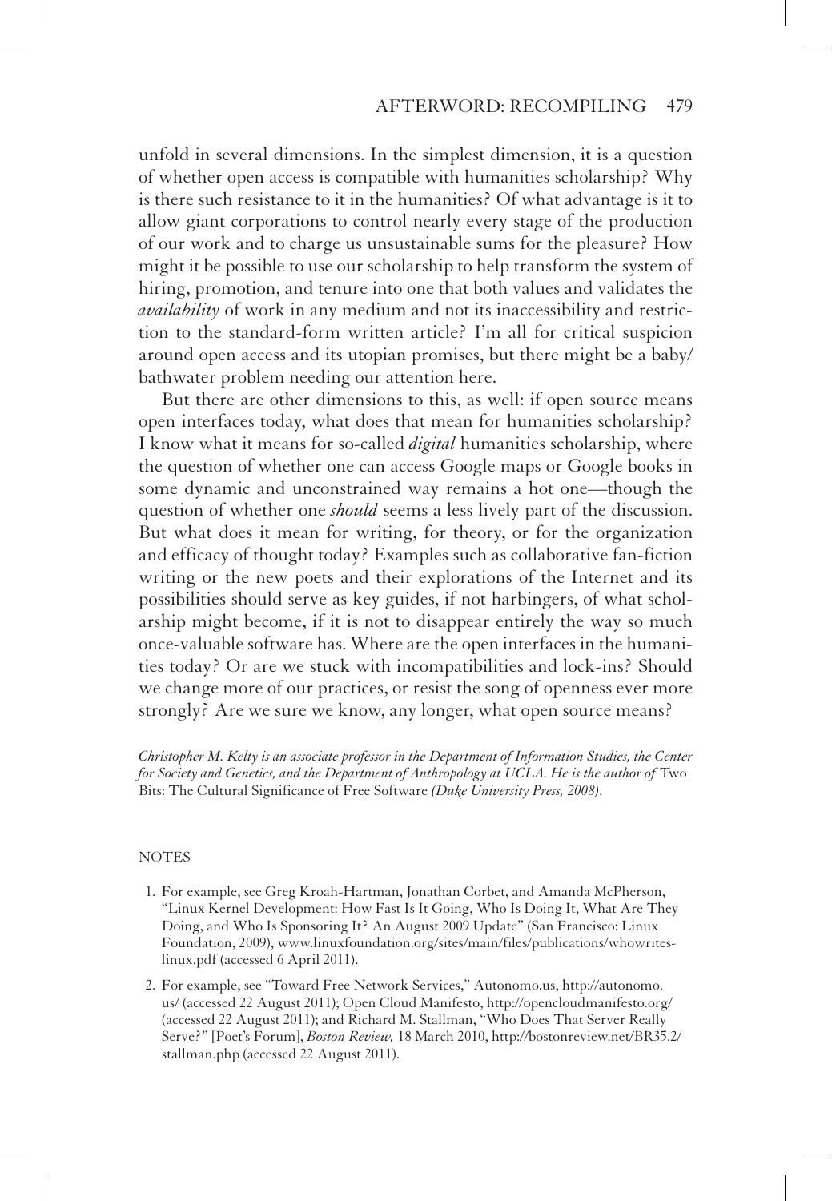unfold in several dimensions. In the simplest dimension, it is a question of whether open access is compatible with humanities scholarship? Why is there such resistance to it in the humanities? Of what advantage is it to allow giant corporations to control nearly every stage of the production of our work and to charge us unsustainable sums for the pleasure? How might it be possible to use our scholarship to help transform the system of hiring, promotion, and tenure into one that both values and validates the *availability* of work in any medium and not its inaccessibility and restriction to the standard-form written article? I'm all for critical suspicion around open access and its utopian promises, but there might be a baby/bathwater problem needing our attention here.

But there are other dimensions to this, as well: if open source means open interfaces today, what does that mean for humanities scholarship? I know what it means for so-called *digital* humanities scholarship, where the question of whether one can access Google maps or Google books in some dynamic and unconstrained way remains a hot one—though the question of whether one *should* seems a less lively part of the discussion. But what does it mean for writing, for theory, or for the organization and efficacy of thought today? Examples such as collaborative fan-fiction writing or the new poets and their explorations of the Internet and its possibilities should serve as key guides, if not harbingers, of what scholarship might become, if it is not to disappear entirely the way so much once-valuable software has. Where are the open interfaces in the humanities today? Or are we stuck with incompatibilities and lock-ins? Should we change more of our practices, or resist the song of openness ever more strongly? Are we sure we know, any longer, what open source means?

*Christopher M. Kelty is an associate professor in the Department of Information Studies, the Center for Society and Genetics, and the Department of Anthropology at UCLA. He is the author of* Two Bits: The Cultural Significance of Free Software *(Duke University Press, 2008).*

NOTES

1. For example, see Greg Kroah-Hartman, Jonathan Corbet, and Amanda McPherson, "Linux Kernel Development: How Fast Is It Going, Who Is Doing It, What Are They Doing, and Who Is Sponsoring It? An August 2009 Update" (San Francisco: Linux Foundation, 2009), www.linuxfoundation.org/sites/main/files/publications/whowriteslinux.pdf (accessed 6 April 2011).

2. For example, see "Toward Free Network Services," Autonomo.us, http://autonomo.us/ (accessed 22 August 2011); Open Cloud Manifesto, http://opencloudmanifesto.org/ (accessed 22 August 2011); and Richard M. Stallman, "Who Does That Server Really Serve?" [Poet's Forum], *Boston Review,* 18 March 2010, http://bostonreview.net/BR35.2/stallman.php (accessed 22 August 2011).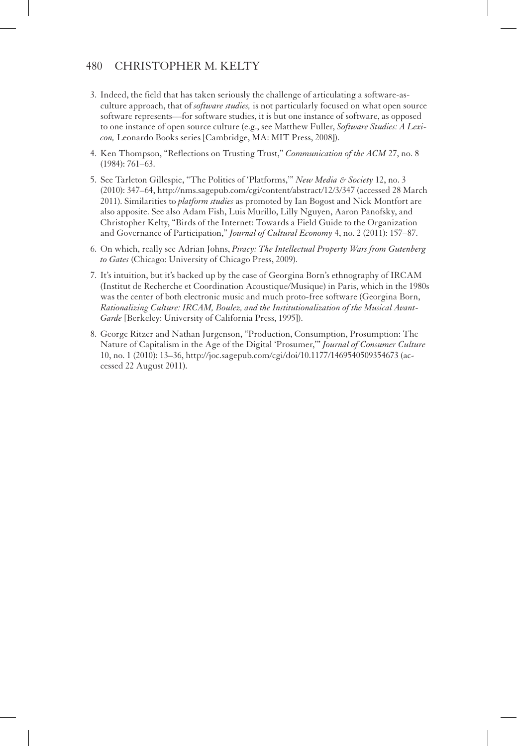3. Indeed, the field that has taken seriously the challenge of articulating a software-as-culture approach, that of *software studies,* is not particularly focused on what open source software represents—for software studies, it is but one instance of software, as opposed to one instance of open source culture (e.g., see Matthew Fuller, *Software Studies: A Lexicon,* Leonardo Books series [Cambridge, MA: MIT Press, 2008]).
4. Ken Thompson, "Reflections on Trusting Trust," *Communication of the ACM* 27, no. 8 (1984): 761–63.
5. See Tarleton Gillespie, "The Politics of 'Platforms,'" *New Media & Society* 12, no. 3 (2010): 347–64, http://nms.sagepub.com/cgi/content/abstract/12/3/347 (accessed 28 March 2011). Similarities to *platform studies* as promoted by Ian Bogost and Nick Montfort are also apposite. See also Adam Fish, Luis Murillo, Lilly Nguyen, Aaron Panofsky, and Christopher Kelty, "Birds of the Internet: Towards a Field Guide to the Organization and Governance of Participation," *Journal of Cultural Economy* 4, no. 2 (2011): 157–87.
6. On which, really see Adrian Johns, *Piracy: The Intellectual Property Wars from Gutenberg to Gates* (Chicago: University of Chicago Press, 2009).
7. It's intuition, but it's backed up by the case of Georgina Born's ethnography of IRCAM (Institut de Recherche et Coordination Acoustique/Musique) in Paris, which in the 1980s was the center of both electronic music and much proto-free software (Georgina Born, *Rationalizing Culture: IRCAM, Boulez, and the Institutionalization of the Musical Avant-Garde* [Berkeley: University of California Press, 1995]).
8. George Ritzer and Nathan Jurgenson, "Production, Consumption, Prosumption: The Nature of Capitalism in the Age of the Digital 'Prosumer,'" *Journal of Consumer Culture* 10, no. 1 (2010): 13–36, http://joc.sagepub.com/cgi/doi/10.1177/1469540509354673 (accessed 22 August 2011).